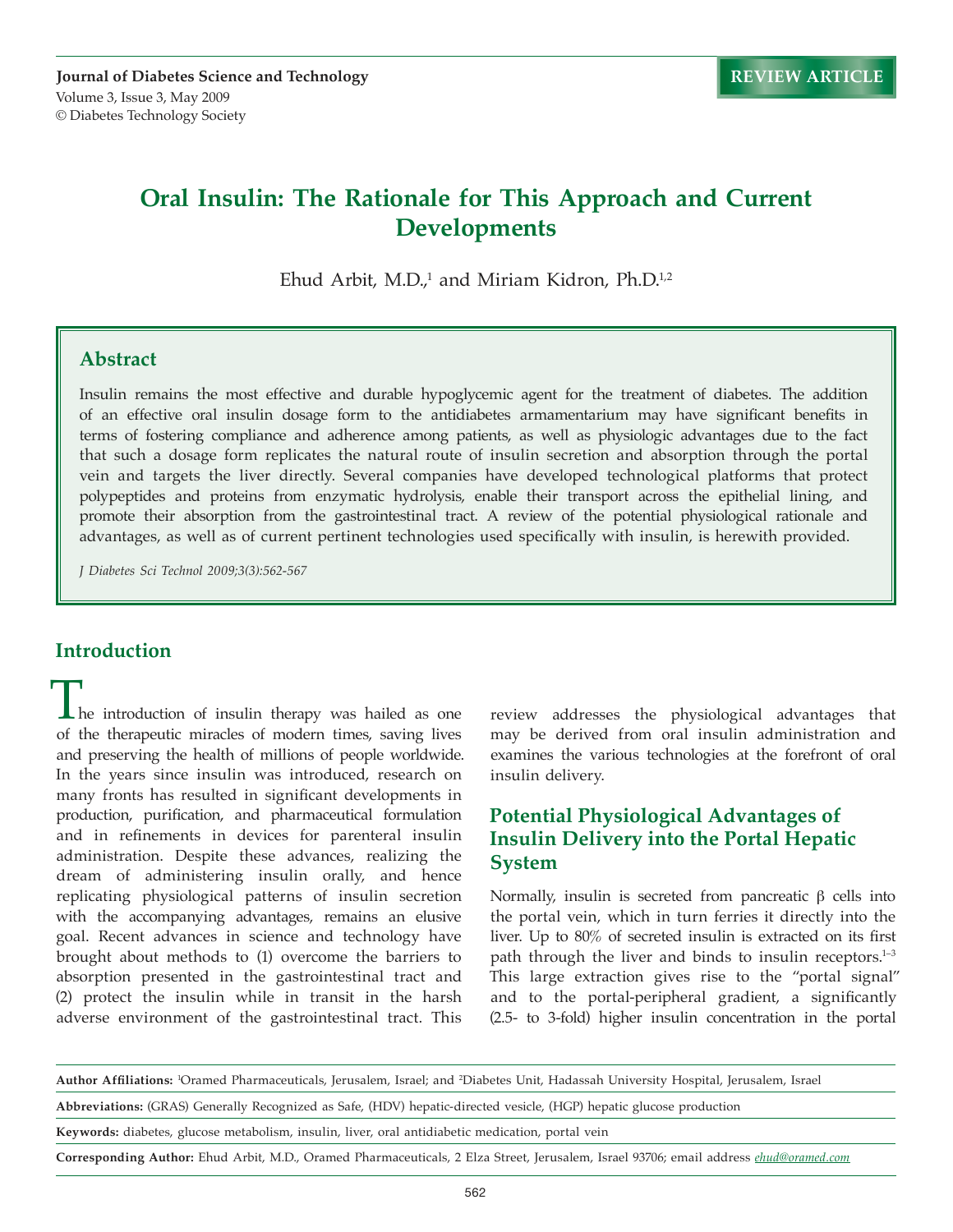# Oral Insulin: The Rationale for This Approach and Current Developments

Ehud Arbit, M.D.,[1] and Miriam Kidron, Ph.D.[1,2]

## Abstract

Insulin remains the most effective and durable hypoglycemic agent for the treatment of diabetes. The addition of an effective oral insulin dosage form to the antidiabetes armamentarium may have significant benefits in terms of fostering compliance and adherence among patients, as well as physiologic advantages due to the fact that such a dosage form replicates the natural route of insulin secretion and absorption through the portal vein and targets the liver directly. Several companies have developed technological platforms that protect polypeptides and proteins from enzymatic hydrolysis, enable their transport across the epithelial lining, and promote their absorption from the gastrointestinal tract. A review of the potential physiological rationale and advantages, as well as of current pertinent technologies used specifically with insulin, is herewith provided.

*J Diabetes Sci Technol 2009;3(3):562-567*

## Introduction

The introduction of insulin therapy was hailed as one of the therapeutic miracles of modern times, saving lives and preserving the health of millions of people worldwide. In the years since insulin was introduced, research on many fronts has resulted in significant developments in production, purification, and pharmaceutical formulation and in refinements in devices for parenteral insulin administration. Despite these advances, realizing the dream of administering insulin orally, and hence replicating physiological patterns of insulin secretion with the accompanying advantages, remains an elusive goal. Recent advances in science and technology have brought about methods to (1) overcome the barriers to absorption presented in the gastrointestinal tract and (2) protect the insulin while in transit in the harsh adverse environment of the gastrointestinal tract. This review addresses the physiological advantages that may be derived from oral insulin administration and examines the various technologies at the forefront of oral insulin delivery.

## Potential Physiological Advantages of Insulin Delivery into the Portal Hepatic System

Normally, insulin is secreted from pancreatic β cells into the portal vein, which in turn ferries it directly into the liver. Up to 80% of secreted insulin is extracted on its first path through the liver and binds to insulin receptors.[1–3] This large extraction gives rise to the "portal signal" and to the portal-peripheral gradient, a significantly (2.5- to 3-fold) higher insulin concentration in the portal

---

**Author Affiliations:** [1]Oramed Pharmaceuticals, Jerusalem, Israel; and [2]Diabetes Unit, Hadassah University Hospital, Jerusalem, Israel

**Abbreviations:** (GRAS) Generally Recognized as Safe, (HDV) hepatic-directed vesicle, (HGP) hepatic glucose production

**Keywords:** diabetes, glucose metabolism, insulin, liver, oral antidiabetic medication, portal vein

**Corresponding Author:** Ehud Arbit, M.D., Oramed Pharmaceuticals, 2 Elza Street, Jerusalem, Israel 93706; email address ehud@oramed.com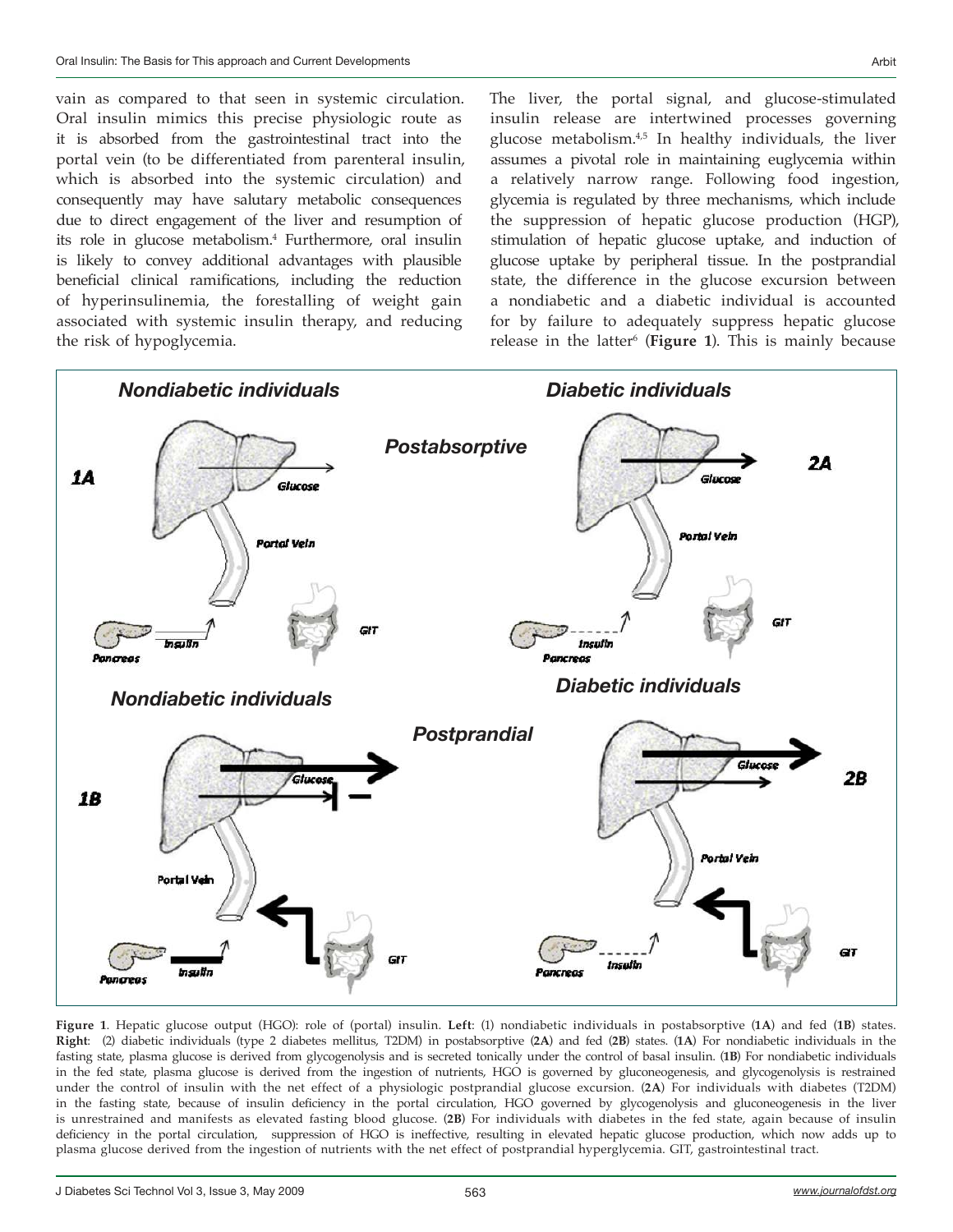vain as compared to that seen in systemic circulation. Oral insulin mimics this precise physiologic route as it is absorbed from the gastrointestinal tract into the portal vein (to be differentiated from parenteral insulin, which is absorbed into the systemic circulation) and consequently may have salutary metabolic consequences due to direct engagement of the liver and resumption of its role in glucose metabolism.[4] Furthermore, oral insulin is likely to convey additional advantages with plausible beneficial clinical ramifications, including the reduction of hyperinsulinemia, the forestalling of weight gain associated with systemic insulin therapy, and reducing the risk of hypoglycemia.

The liver, the portal signal, and glucose-stimulated insulin release are intertwined processes governing glucose metabolism.[4,5] In healthy individuals, the liver assumes a pivotal role in maintaining euglycemia within a relatively narrow range. Following food ingestion, glycemia is regulated by three mechanisms, which include the suppression of hepatic glucose production (HGP), stimulation of hepatic glucose uptake, and induction of glucose uptake by peripheral tissue. In the postprandial state, the difference in the glucose excursion between a nondiabetic and a diabetic individual is accounted for by failure to adequately suppress hepatic glucose release in the latter[6] (**Figure 1**). This is mainly because

**Figure 1**. Hepatic glucose output (HGO): role of (portal) insulin. **Left**: (1) nondiabetic individuals in postabsorptive (**1A**) and fed (**1B**) states. **Right**: (2) diabetic individuals (type 2 diabetes mellitus, T2DM) in postabsorptive (**2A**) and fed (**2B**) states. (**1A**) For nondiabetic individuals in the fasting state, plasma glucose is derived from glycogenolysis and is secreted tonically under the control of basal insulin. (**1B**) For nondiabetic individuals in the fed state, plasma glucose is derived from the ingestion of nutrients, HGO is governed by gluconeogenesis, and glycogenolysis is restrained under the control of insulin with the net effect of a physiologic postprandial glucose excursion. (**2A**) For individuals with diabetes (T2DM) in the fasting state, because of insulin deficiency in the portal circulation, HGO governed by glycogenolysis and gluconeogenesis in the liver is unrestrained and manifests as elevated fasting blood glucose. (**2B**) For individuals with diabetes in the fed state, again because of insulin deficiency in the portal circulation, suppression of HGO is ineffective, resulting in elevated hepatic glucose production, which now adds up to plasma glucose derived from the ingestion of nutrients with the net effect of postprandial hyperglycemia. GIT, gastrointestinal tract.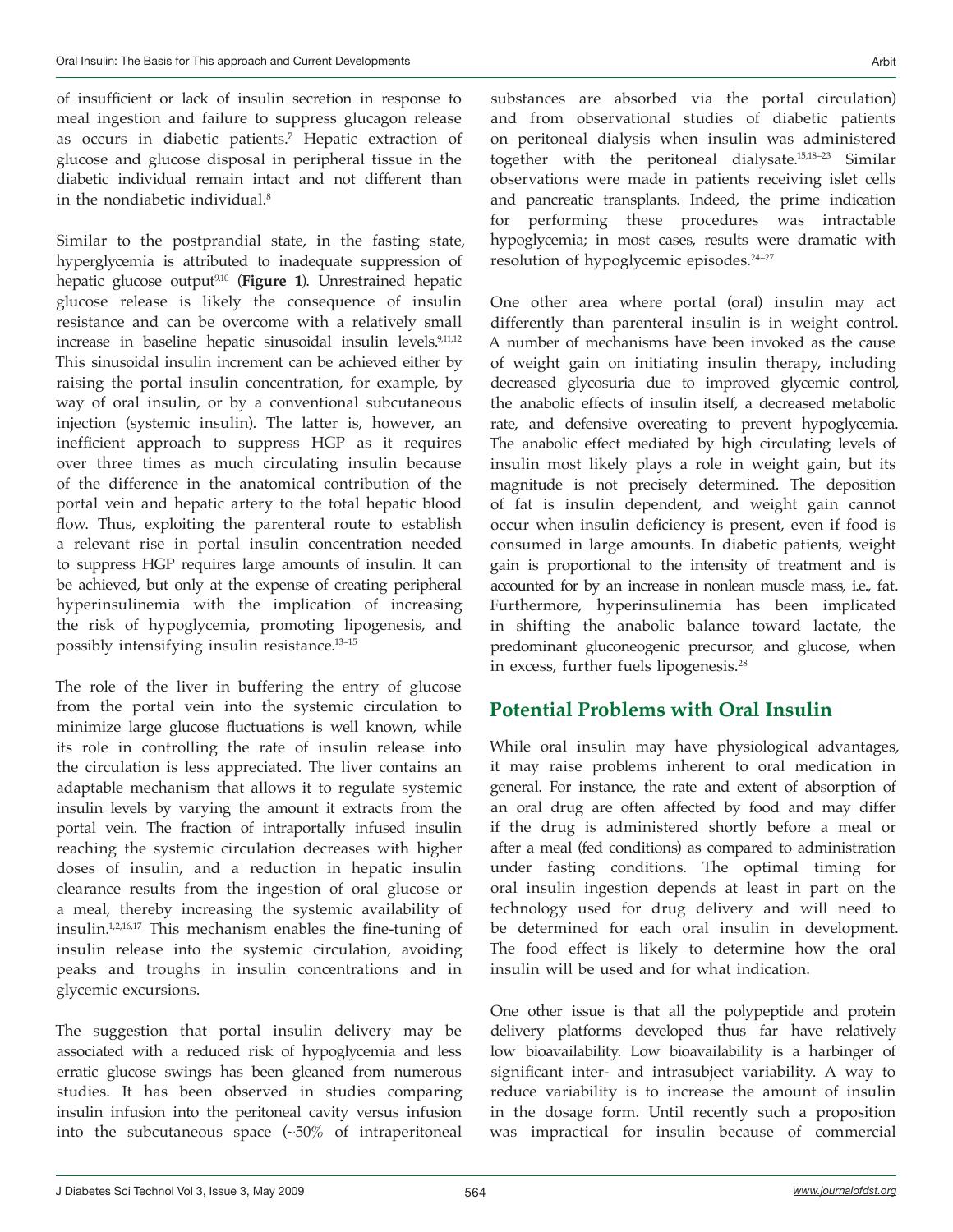of insufficient or lack of insulin secretion in response to meal ingestion and failure to suppress glucagon release as occurs in diabetic patients.[7] Hepatic extraction of glucose and glucose disposal in peripheral tissue in the diabetic individual remain intact and not different than in the nondiabetic individual.[8]

Similar to the postprandial state, in the fasting state, hyperglycemia is attributed to inadequate suppression of hepatic glucose output[9,10] (**Figure 1**). Unrestrained hepatic glucose release is likely the consequence of insulin resistance and can be overcome with a relatively small increase in baseline hepatic sinusoidal insulin levels.[9,11,12] This sinusoidal insulin increment can be achieved either by raising the portal insulin concentration, for example, by way of oral insulin, or by a conventional subcutaneous injection (systemic insulin). The latter is, however, an inefficient approach to suppress HGP as it requires over three times as much circulating insulin because of the difference in the anatomical contribution of the portal vein and hepatic artery to the total hepatic blood flow. Thus, exploiting the parenteral route to establish a relevant rise in portal insulin concentration needed to suppress HGP requires large amounts of insulin. It can be achieved, but only at the expense of creating peripheral hyperinsulinemia with the implication of increasing the risk of hypoglycemia, promoting lipogenesis, and possibly intensifying insulin resistance.[13–15]

The role of the liver in buffering the entry of glucose from the portal vein into the systemic circulation to minimize large glucose fluctuations is well known, while its role in controlling the rate of insulin release into the circulation is less appreciated. The liver contains an adaptable mechanism that allows it to regulate systemic insulin levels by varying the amount it extracts from the portal vein. The fraction of intraportally infused insulin reaching the systemic circulation decreases with higher doses of insulin, and a reduction in hepatic insulin clearance results from the ingestion of oral glucose or a meal, thereby increasing the systemic availability of insulin.[1,2,16,17] This mechanism enables the fine-tuning of insulin release into the systemic circulation, avoiding peaks and troughs in insulin concentrations and in glycemic excursions.

The suggestion that portal insulin delivery may be associated with a reduced risk of hypoglycemia and less erratic glucose swings has been gleaned from numerous studies. It has been observed in studies comparing insulin infusion into the peritoneal cavity versus infusion into the subcutaneous space (~50% of intraperitoneal substances are absorbed via the portal circulation) and from observational studies of diabetic patients on peritoneal dialysis when insulin was administered together with the peritoneal dialysate.[15,18–23] Similar observations were made in patients receiving islet cells and pancreatic transplants. Indeed, the prime indication for performing these procedures was intractable hypoglycemia; in most cases, results were dramatic with resolution of hypoglycemic episodes.[24–27]

One other area where portal (oral) insulin may act differently than parenteral insulin is in weight control. A number of mechanisms have been invoked as the cause of weight gain on initiating insulin therapy, including decreased glycosuria due to improved glycemic control, the anabolic effects of insulin itself, a decreased metabolic rate, and defensive overeating to prevent hypoglycemia. The anabolic effect mediated by high circulating levels of insulin most likely plays a role in weight gain, but its magnitude is not precisely determined. The deposition of fat is insulin dependent, and weight gain cannot occur when insulin deficiency is present, even if food is consumed in large amounts. In diabetic patients, weight gain is proportional to the intensity of treatment and is accounted for by an increase in nonlean muscle mass, i.e., fat. Furthermore, hyperinsulinemia has been implicated in shifting the anabolic balance toward lactate, the predominant gluconeogenic precursor, and glucose, when in excess, further fuels lipogenesis.[28]

## Potential Problems with Oral Insulin

While oral insulin may have physiological advantages, it may raise problems inherent to oral medication in general. For instance, the rate and extent of absorption of an oral drug are often affected by food and may differ if the drug is administered shortly before a meal or after a meal (fed conditions) as compared to administration under fasting conditions. The optimal timing for oral insulin ingestion depends at least in part on the technology used for drug delivery and will need to be determined for each oral insulin in development. The food effect is likely to determine how the oral insulin will be used and for what indication.

One other issue is that all the polypeptide and protein delivery platforms developed thus far have relatively low bioavailability. Low bioavailability is a harbinger of significant inter- and intrasubject variability. A way to reduce variability is to increase the amount of insulin in the dosage form. Until recently such a proposition was impractical for insulin because of commercial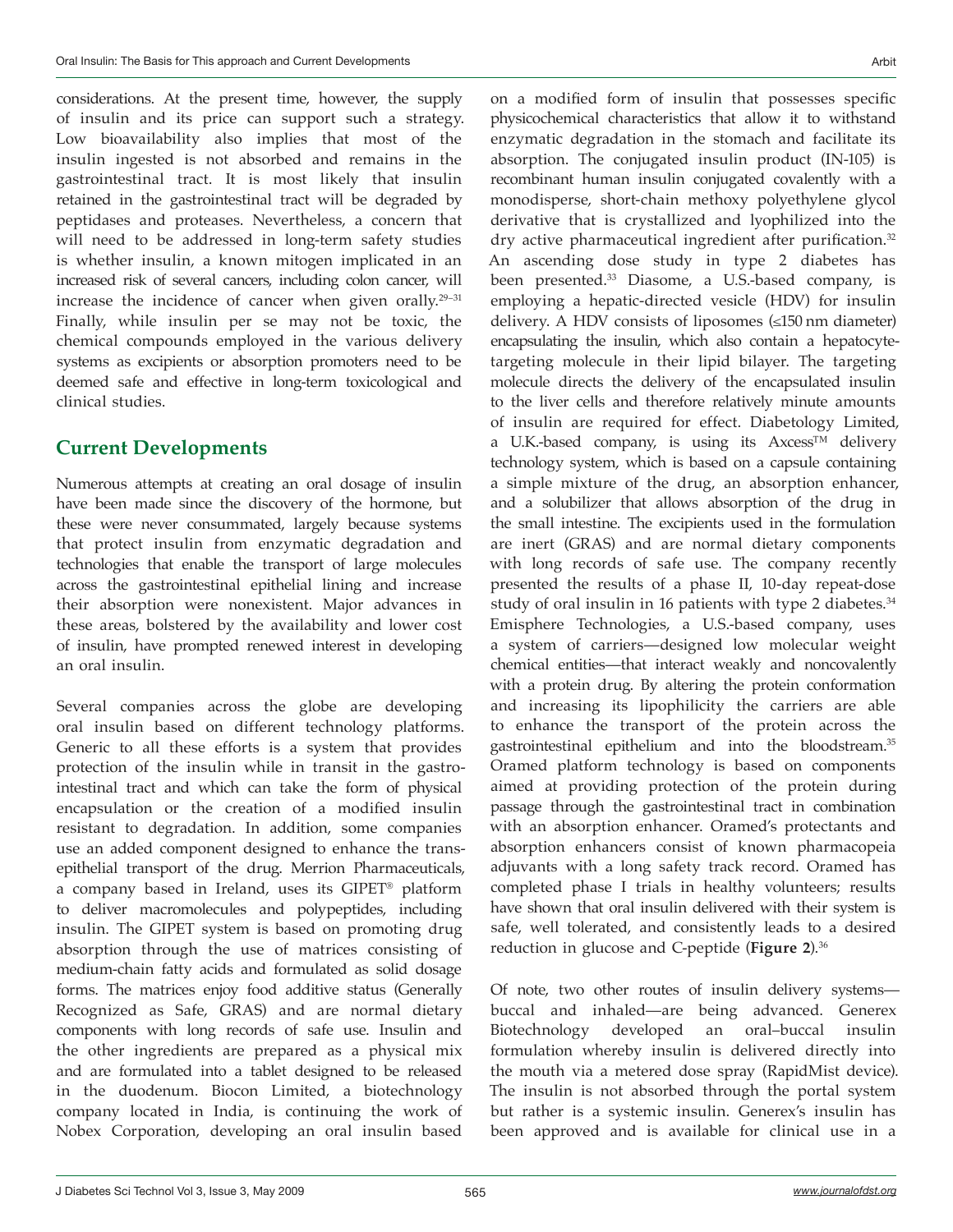considerations. At the present time, however, the supply of insulin and its price can support such a strategy. Low bioavailability also implies that most of the insulin ingested is not absorbed and remains in the gastrointestinal tract. It is most likely that insulin retained in the gastrointestinal tract will be degraded by peptidases and proteases. Nevertheless, a concern that will need to be addressed in long-term safety studies is whether insulin, a known mitogen implicated in an increased risk of several cancers, including colon cancer, will increase the incidence of cancer when given orally.[29–31] Finally, while insulin per se may not be toxic, the chemical compounds employed in the various delivery systems as excipients or absorption promoters need to be deemed safe and effective in long-term toxicological and clinical studies.

## Current Developments

Numerous attempts at creating an oral dosage of insulin have been made since the discovery of the hormone, but these were never consummated, largely because systems that protect insulin from enzymatic degradation and technologies that enable the transport of large molecules across the gastrointestinal epithelial lining and increase their absorption were nonexistent. Major advances in these areas, bolstered by the availability and lower cost of insulin, have prompted renewed interest in developing an oral insulin.

Several companies across the globe are developing oral insulin based on different technology platforms. Generic to all these efforts is a system that provides protection of the insulin while in transit in the gastrointestinal tract and which can take the form of physical encapsulation or the creation of a modified insulin resistant to degradation. In addition, some companies use an added component designed to enhance the trans-epithelial transport of the drug. Merrion Pharmaceuticals, a company based in Ireland, uses its GIPET® platform to deliver macromolecules and polypeptides, including insulin. The GIPET system is based on promoting drug absorption through the use of matrices consisting of medium-chain fatty acids and formulated as solid dosage forms. The matrices enjoy food additive status (Generally Recognized as Safe, GRAS) and are normal dietary components with long records of safe use. Insulin and the other ingredients are prepared as a physical mix and are formulated into a tablet designed to be released in the duodenum. Biocon Limited, a biotechnology company located in India, is continuing the work of Nobex Corporation, developing an oral insulin based on a modified form of insulin that possesses specific physicochemical characteristics that allow it to withstand enzymatic degradation in the stomach and facilitate its absorption. The conjugated insulin product (IN-105) is recombinant human insulin conjugated covalently with a monodisperse, short-chain methoxy polyethylene glycol derivative that is crystallized and lyophilized into the dry active pharmaceutical ingredient after purification.[32] An ascending dose study in type 2 diabetes has been presented.[33] Diasome, a U.S.-based company, is employing a hepatic-directed vesicle (HDV) for insulin delivery. A HDV consists of liposomes (≤150 nm diameter) encapsulating the insulin, which also contain a hepatocyte-targeting molecule in their lipid bilayer. The targeting molecule directs the delivery of the encapsulated insulin to the liver cells and therefore relatively minute amounts of insulin are required for effect. Diabetology Limited, a U.K.-based company, is using its Axcess™ delivery technology system, which is based on a capsule containing a simple mixture of the drug, an absorption enhancer, and a solubilizer that allows absorption of the drug in the small intestine. The excipients used in the formulation are inert (GRAS) and are normal dietary components with long records of safe use. The company recently presented the results of a phase II, 10-day repeat-dose study of oral insulin in 16 patients with type 2 diabetes.[34] Emisphere Technologies, a U.S.-based company, uses a system of carriers—designed low molecular weight chemical entities—that interact weakly and noncovalently with a protein drug. By altering the protein conformation and increasing its lipophilicity the carriers are able to enhance the transport of the protein across the gastrointestinal epithelium and into the bloodstream.[35] Oramed platform technology is based on components aimed at providing protection of the protein during passage through the gastrointestinal tract in combination with an absorption enhancer. Oramed's protectants and absorption enhancers consist of known pharmacopeia adjuvants with a long safety track record. Oramed has completed phase I trials in healthy volunteers; results have shown that oral insulin delivered with their system is safe, well tolerated, and consistently leads to a desired reduction in glucose and C-peptide (**Figure 2**).[36]

Of note, two other routes of insulin delivery systems—buccal and inhaled—are being advanced. Generex Biotechnology developed an oral–buccal insulin formulation whereby insulin is delivered directly into the mouth via a metered dose spray (RapidMist device). The insulin is not absorbed through the portal system but rather is a systemic insulin. Generex's insulin has been approved and is available for clinical use in a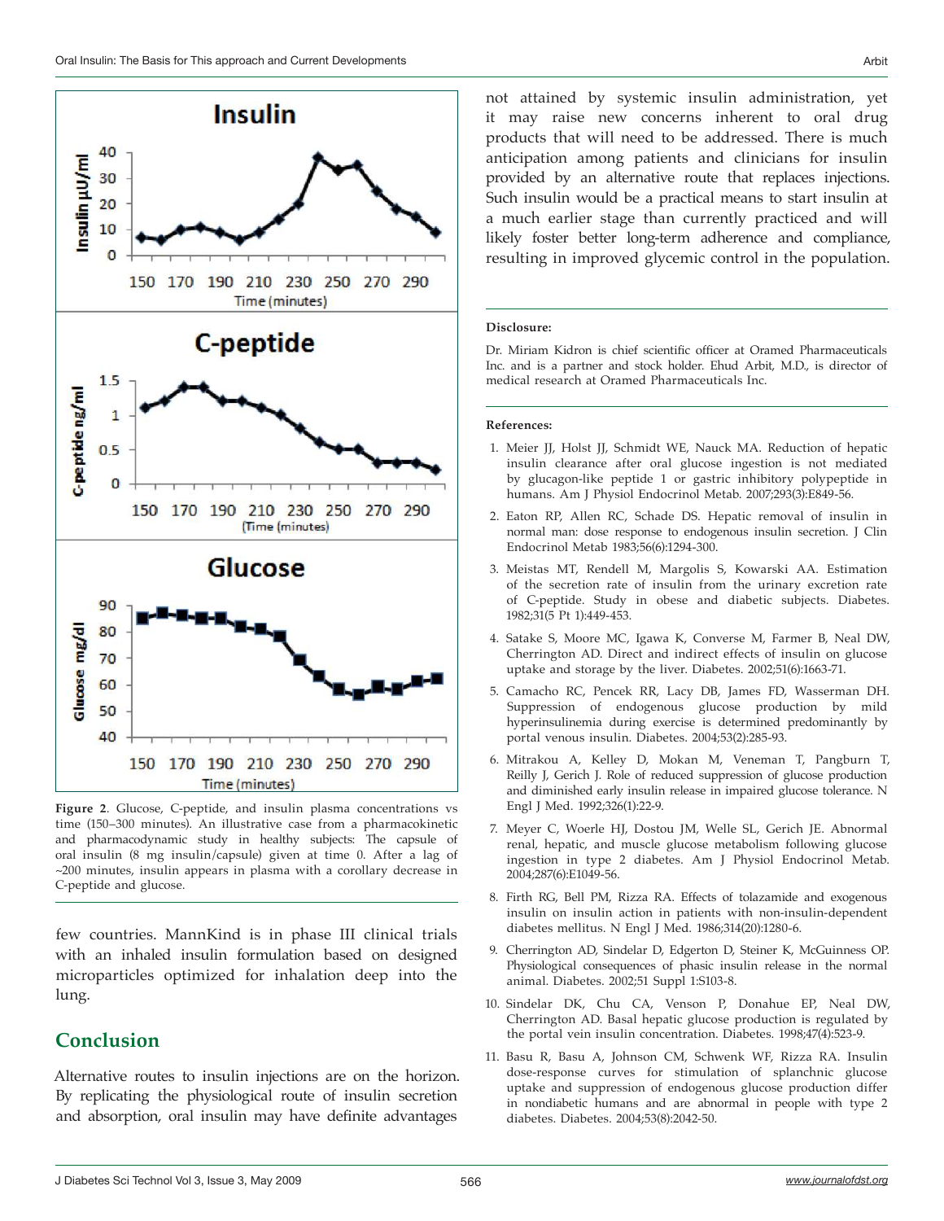**Figure 2**. Glucose, C-peptide, and insulin plasma concentrations vs time (150–300 minutes). An illustrative case from a pharmacokinetic and pharmacodynamic study in healthy subjects: The capsule of oral insulin (8 mg insulin/capsule) given at time 0. After a lag of ~200 minutes, insulin appears in plasma with a corollary decrease in C-peptide and glucose.

few countries. MannKind is in phase III clinical trials with an inhaled insulin formulation based on designed microparticles optimized for inhalation deep into the lung.

## Conclusion

Alternative routes to insulin injections are on the horizon. By replicating the physiological route of insulin secretion and absorption, oral insulin may have definite advantages not attained by systemic insulin administration, yet it may raise new concerns inherent to oral drug products that will need to be addressed. There is much anticipation among patients and clinicians for insulin provided by an alternative route that replaces injections. Such insulin would be a practical means to start insulin at a much earlier stage than currently practiced and will likely foster better long-term adherence and compliance, resulting in improved glycemic control in the population.

---

**Disclosure:**

Dr. Miriam Kidron is chief scientific officer at Oramed Pharmaceuticals Inc. and is a partner and stock holder. Ehud Arbit, M.D., is director of medical research at Oramed Pharmaceuticals Inc.

---

**References:**

1. Meier JJ, Holst JJ, Schmidt WE, Nauck MA. Reduction of hepatic insulin clearance after oral glucose ingestion is not mediated by glucagon-like peptide 1 or gastric inhibitory polypeptide in humans. Am J Physiol Endocrinol Metab. 2007;293(3):E849-56.
2. Eaton RP, Allen RC, Schade DS. Hepatic removal of insulin in normal man: dose response to endogenous insulin secretion. J Clin Endocrinol Metab 1983;56(6):1294-300.
3. Meistas MT, Rendell M, Margolis S, Kowarski AA. Estimation of the secretion rate of insulin from the urinary excretion rate of C-peptide. Study in obese and diabetic subjects. Diabetes. 1982;31(5 Pt 1):449-453.
4. Satake S, Moore MC, Igawa K, Converse M, Farmer B, Neal DW, Cherrington AD. Direct and indirect effects of insulin on glucose uptake and storage by the liver. Diabetes. 2002;51(6):1663-71.
5. Camacho RC, Pencek RR, Lacy DB, James FD, Wasserman DH. Suppression of endogenous glucose production by mild hyperinsulinemia during exercise is determined predominantly by portal venous insulin. Diabetes. 2004;53(2):285-93.
6. Mitrakou A, Kelley D, Mokan M, Veneman T, Pangburn T, Reilly J, Gerich J. Role of reduced suppression of glucose production and diminished early insulin release in impaired glucose tolerance. N Engl J Med. 1992;326(1):22-9.
7. Meyer C, Woerle HJ, Dostou JM, Welle SL, Gerich JE. Abnormal renal, hepatic, and muscle glucose metabolism following glucose ingestion in type 2 diabetes. Am J Physiol Endocrinol Metab. 2004;287(6):E1049-56.
8. Firth RG, Bell PM, Rizza RA. Effects of tolazamide and exogenous insulin on insulin action in patients with non-insulin-dependent diabetes mellitus. N Engl J Med. 1986;314(20):1280-6.
9. Cherrington AD, Sindelar D, Edgerton D, Steiner K, McGuinness OP. Physiological consequences of phasic insulin release in the normal animal. Diabetes. 2002;51 Suppl 1:S103-8.
10. Sindelar DK, Chu CA, Venson P, Donahue EP, Neal DW, Cherrington AD. Basal hepatic glucose production is regulated by the portal vein insulin concentration. Diabetes. 1998;47(4):523-9.
11. Basu R, Basu A, Johnson CM, Schwenk WF, Rizza RA. Insulin dose-response curves for stimulation of splanchnic glucose uptake and suppression of endogenous glucose production differ in nondiabetic humans and are abnormal in people with type 2 diabetes. Diabetes. 2004;53(8):2042-50.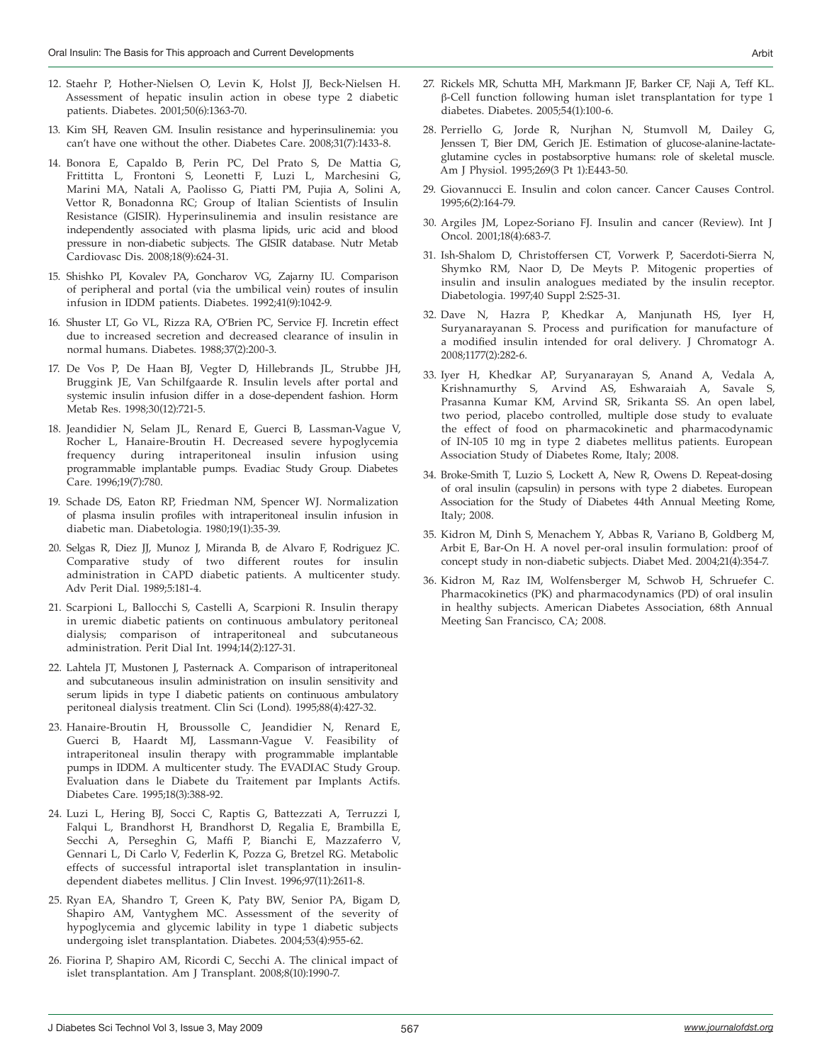12. Staehr P, Hother-Nielsen O, Levin K, Holst JJ, Beck-Nielsen H. Assessment of hepatic insulin action in obese type 2 diabetic patients. Diabetes. 2001;50(6):1363-70.

13. Kim SH, Reaven GM. Insulin resistance and hyperinsulinemia: you can't have one without the other. Diabetes Care. 2008;31(7):1433-8.

14. Bonora E, Capaldo B, Perin PC, Del Prato S, De Mattia G, Frittitta L, Frontoni S, Leonetti F, Luzi L, Marchesini G, Marini MA, Natali A, Paolisso G, Piatti PM, Pujia A, Solini A, Vettor R, Bonadonna RC; Group of Italian Scientists of Insulin Resistance (GISIR). Hyperinsulinemia and insulin resistance are independently associated with plasma lipids, uric acid and blood pressure in non-diabetic subjects. The GISIR database. Nutr Metab Cardiovasc Dis. 2008;18(9):624-31.

15. Shishko PI, Kovalev PA, Goncharov VG, Zajarny IU. Comparison of peripheral and portal (via the umbilical vein) routes of insulin infusion in IDDM patients. Diabetes. 1992;41(9):1042-9.

16. Shuster LT, Go VL, Rizza RA, O'Brien PC, Service FJ. Incretin effect due to increased secretion and decreased clearance of insulin in normal humans. Diabetes. 1988;37(2):200-3.

17. De Vos P, De Haan BJ, Vegter D, Hillebrands JL, Strubbe JH, Bruggink JE, Van Schilfgaarde R. Insulin levels after portal and systemic insulin infusion differ in a dose-dependent fashion. Horm Metab Res. 1998;30(12):721-5.

18. Jeandidier N, Selam JL, Renard E, Guerci B, Lassman-Vague V, Rocher L, Hanaire-Broutin H. Decreased severe hypoglycemia frequency during intraperitoneal insulin infusion using programmable implantable pumps. Evadiac Study Group. Diabetes Care. 1996;19(7):780.

19. Schade DS, Eaton RP, Friedman NM, Spencer WJ. Normalization of plasma insulin profiles with intraperitoneal insulin infusion in diabetic man. Diabetologia. 1980;19(1):35-39.

20. Selgas R, Diez JJ, Munoz J, Miranda B, de Alvaro F, Rodriguez JC. Comparative study of two different routes for insulin administration in CAPD diabetic patients. A multicenter study. Adv Perit Dial. 1989;5:181-4.

21. Scarpioni L, Ballocchi S, Castelli A, Scarpioni R. Insulin therapy in uremic diabetic patients on continuous ambulatory peritoneal dialysis; comparison of intraperitoneal and subcutaneous administration. Perit Dial Int. 1994;14(2):127-31.

22. Lahtela JT, Mustonen J, Pasternack A. Comparison of intraperitoneal and subcutaneous insulin administration on insulin sensitivity and serum lipids in type I diabetic patients on continuous ambulatory peritoneal dialysis treatment. Clin Sci (Lond). 1995;88(4):427-32.

23. Hanaire-Broutin H, Broussolle C, Jeandidier N, Renard E, Guerci B, Haardt MJ, Lassmann-Vague V. Feasibility of intraperitoneal insulin therapy with programmable implantable pumps in IDDM. A multicenter study. The EVADIAC Study Group. Evaluation dans le Diabete du Traitement par Implants Actifs. Diabetes Care. 1995;18(3):388-92.

24. Luzi L, Hering BJ, Socci C, Raptis G, Battezzati A, Terruzzi I, Falqui L, Brandhorst H, Brandhorst D, Regalia E, Brambilla E, Secchi A, Perseghin G, Maffi P, Bianchi E, Mazzaferro V, Gennari L, Di Carlo V, Federlin K, Pozza G, Bretzel RG. Metabolic effects of successful intraportal islet transplantation in insulin-dependent diabetes mellitus. J Clin Invest. 1996;97(11):2611-8.

25. Ryan EA, Shandro T, Green K, Paty BW, Senior PA, Bigam D, Shapiro AM, Vantyghem MC. Assessment of the severity of hypoglycemia and glycemic lability in type 1 diabetic subjects undergoing islet transplantation. Diabetes. 2004;53(4):955-62.

26. Fiorina P, Shapiro AM, Ricordi C, Secchi A. The clinical impact of islet transplantation. Am J Transplant. 2008;8(10):1990-7.

27. Rickels MR, Schutta MH, Markmann JF, Barker CF, Naji A, Teff KL. β-Cell function following human islet transplantation for type 1 diabetes. Diabetes. 2005;54(1):100-6.

28. Perriello G, Jorde R, Nurjhan N, Stumvoll M, Dailey G, Jenssen T, Bier DM, Gerich JE. Estimation of glucose-alanine-lactate-glutamine cycles in postabsorptive humans: role of skeletal muscle. Am J Physiol. 1995;269(3 Pt 1):E443-50.

29. Giovannucci E. Insulin and colon cancer. Cancer Causes Control. 1995;6(2):164-79.

30. Argiles JM, Lopez-Soriano FJ. Insulin and cancer (Review). Int J Oncol. 2001;18(4):683-7.

31. Ish-Shalom D, Christoffersen CT, Vorwerk P, Sacerdoti-Sierra N, Shymko RM, Naor D, De Meyts P. Mitogenic properties of insulin and insulin analogues mediated by the insulin receptor. Diabetologia. 1997;40 Suppl 2:S25-31.

32. Dave N, Hazra P, Khedkar A, Manjunath HS, Iyer H, Suryanarayanan S. Process and purification for manufacture of a modified insulin intended for oral delivery. J Chromatogr A. 2008;1177(2):282-6.

33. Iyer H, Khedkar AP, Suryanarayan S, Anand A, Vedala A, Krishnamurthy S, Arvind AS, Eshwaraiah A, Savale S, Prasanna Kumar KM, Arvind SR, Srikanta SS. An open label, two period, placebo controlled, multiple dose study to evaluate the effect of food on pharmacokinetic and pharmacodynamic of IN-105 10 mg in type 2 diabetes mellitus patients. European Association Study of Diabetes Rome, Italy; 2008.

34. Broke-Smith T, Luzio S, Lockett A, New R, Owens D. Repeat-dosing of oral insulin (capsulin) in persons with type 2 diabetes. European Association for the Study of Diabetes 44th Annual Meeting Rome, Italy; 2008.

35. Kidron M, Dinh S, Menachem Y, Abbas R, Variano B, Goldberg M, Arbit E, Bar-On H. A novel per-oral insulin formulation: proof of concept study in non-diabetic subjects. Diabet Med. 2004;21(4):354-7.

36. Kidron M, Raz IM, Wolfensberger M, Schwob H, Schruefer C. Pharmacokinetics (PK) and pharmacodynamics (PD) of oral insulin in healthy subjects. American Diabetes Association, 68th Annual Meeting San Francisco, CA; 2008.